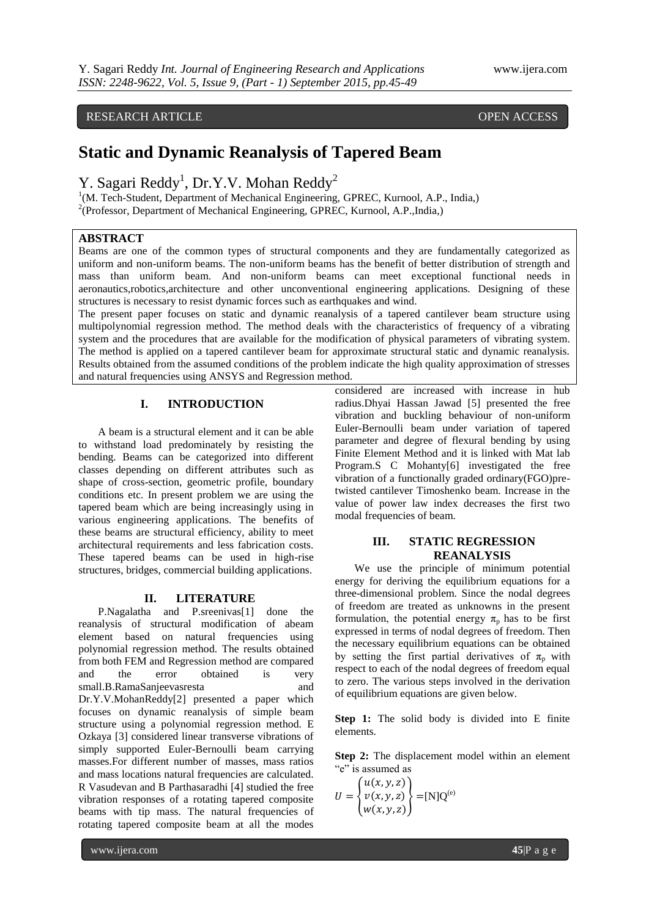RESEARCH ARTICLE OPEN ACCESS

# Static and Dynamic Reanalysis of Tapered Beam

Y. Sagari Reddy[1], Dr.Y.V. Mohan Reddy[2]

[1](M. Tech-Student, Department of Mechanical Engineering, GPREC, Kurnool, A.P., India,)
[2](Professor, Department of Mechanical Engineering, GPREC, Kurnool, A.P.,India,)

## ABSTRACT

Beams are one of the common types of structural components and they are fundamentally categorized as uniform and non-uniform beams. The non-uniform beams has the benefit of better distribution of strength and mass than uniform beam. And non-uniform beams can meet exceptional functional needs in aeronautics,robotics,architecture and other unconventional engineering applications. Designing of these structures is necessary to resist dynamic forces such as earthquakes and wind.

The present paper focuses on static and dynamic reanalysis of a tapered cantilever beam structure using multipolynomial regression method. The method deals with the characteristics of frequency of a vibrating system and the procedures that are available for the modification of physical parameters of vibrating system. The method is applied on a tapered cantilever beam for approximate structural static and dynamic reanalysis. Results obtained from the assumed conditions of the problem indicate the high quality approximation of stresses and natural frequencies using ANSYS and Regression method.

## I. INTRODUCTION

A beam is a structural element and it can be able to withstand load predominately by resisting the bending. Beams can be categorized into different classes depending on different attributes such as shape of cross-section, geometric profile, boundary conditions etc. In present problem we are using the tapered beam which are being increasingly using in various engineering applications. The benefits of these beams are structural efficiency, ability to meet architectural requirements and less fabrication costs. These tapered beams can be used in high-rise structures, bridges, commercial building applications.

## II. LITERATURE

P.Nagalatha and P.sreenivas[1] done the reanalysis of structural modification of abeam element based on natural frequencies using polynomial regression method. The results obtained from both FEM and Regression method are compared and the error obtained is very small.B.RamaSanjeevasresta and Dr.Y.V.MohanReddy[2] presented a paper which focuses on dynamic reanalysis of simple beam structure using a polynomial regression method. E Ozkaya [3] considered linear transverse vibrations of simply supported Euler-Bernoulli beam carrying masses.For different number of masses, mass ratios and mass locations natural frequencies are calculated. R Vasudevan and B Parthasaradhi [4] studied the free vibration responses of a rotating tapered composite beams with tip mass. The natural frequencies of rotating tapered composite beam at all the modes considered are increased with increase in hub radius.Dhyai Hassan Jawad [5] presented the free vibration and buckling behaviour of non-uniform Euler-Bernoulli beam under variation of tapered parameter and degree of flexural bending by using Finite Element Method and it is linked with Mat lab Program.S C Mohanty[6] investigated the free vibration of a functionally graded ordinary(FGO)pre-twisted cantilever Timoshenko beam. Increase in the value of power law index decreases the first two modal frequencies of beam.

## III. STATIC REGRESSION REANALYSIS

We use the principle of minimum potential energy for deriving the equilibrium equations for a three-dimensional problem. Since the nodal degrees of freedom are treated as unknowns in the present formulation, the potential energy $\pi_p$ has to be first expressed in terms of nodal degrees of freedom. Then the necessary equilibrium equations can be obtained by setting the first partial derivatives of $\pi_p$ with respect to each of the nodal degrees of freedom equal to zero. The various steps involved in the derivation of equilibrium equations are given below.

**Step 1:** The solid body is divided into E finite elements.

**Step 2:** The displacement model within an element "e" is assumed as

$$U = \begin{Bmatrix} u(x,y,z) \\ v(x,y,z) \\ w(x,y,z) \end{Bmatrix} = [N]Q^{(e)}$$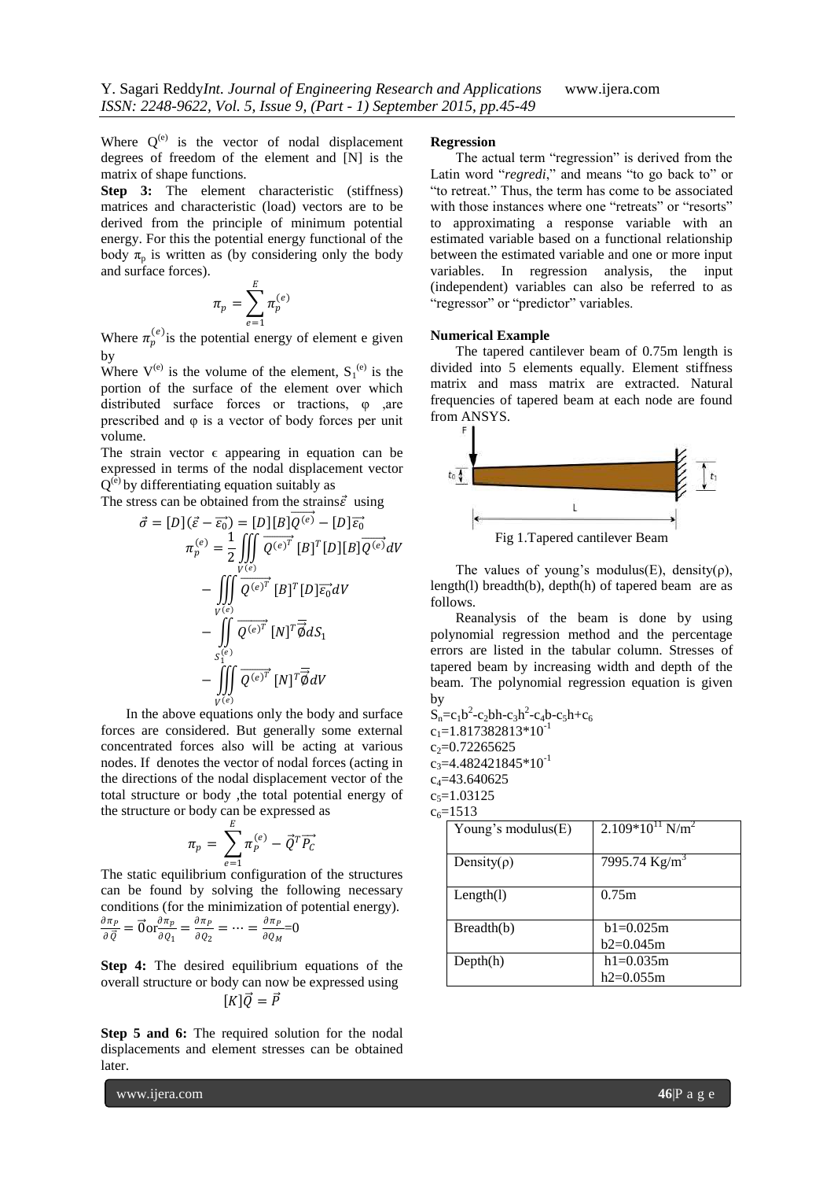Where $Q^{(e)}$ is the vector of nodal displacement degrees of freedom of the element and [N] is the matrix of shape functions.

**Step 3:** The element characteristic (stiffness) matrices and characteristic (load) vectors are to be derived from the principle of minimum potential energy. For this the potential energy functional of the body $\pi_p$ is written as (by considering only the body and surface forces).

$$\pi_p = \sum_{e=1}^{E} \pi_p^{(e)}$$

Where $\pi_p^{(e)}$ is the potential energy of element e given by

Where $V^{(e)}$ is the volume of the element, $S_1^{(e)}$ is the portion of the surface of the element over which distributed surface forces or tractions, φ ,are prescribed and φ is a vector of body forces per unit volume.

The strain vector ϵ appearing in equation can be expressed in terms of the nodal displacement vector $Q^{(e)}$ by differentiating equation suitably as

The stress can be obtained from the strains $\vec{\varepsilon}$ using

$$\vec{\sigma} = [D](\vec{\varepsilon} - \overrightarrow{\varepsilon_0}) = [D][B]\overrightarrow{Q^{(e)}} - [D]\overrightarrow{\varepsilon_0}$$

$$\pi_p^{(e)} = \frac{1}{2}\iiint_{V^{(e)}} \overrightarrow{Q^{(e)^T}}\,[B]^T[D][B]\overrightarrow{Q^{(e)}}dV - \iiint_{V^{(e)}} \overrightarrow{Q^{(e)^T}}\,[B]^T[D]\overrightarrow{\varepsilon_0}dV - \iint_{S_1^{(e)}} \overrightarrow{Q^{(e)^T}}\,[N]^T\vec{\vec{\emptyset}}dS_1 - \iiint_{V^{(e)}} \overrightarrow{Q^{(e)^T}}\,[N]^T\vec{\vec{\emptyset}}dV$$

In the above equations only the body and surface forces are considered. But generally some external concentrated forces also will be acting at various nodes. If denotes the vector of nodal forces (acting in the directions of the nodal displacement vector of the total structure or body ,the total potential energy of the structure or body can be expressed as

$$\pi_p = \sum_{e=1}^{E} \pi_P^{(e)} - \vec{Q}^T\overrightarrow{P_C}$$

The static equilibrium configuration of the structures can be found by solving the following necessary conditions (for the minimization of potential energy).

$\frac{\partial \pi_P}{\partial \vec{Q}} = \vec{0}$ or $\frac{\partial \pi_p}{\partial Q_1} = \frac{\partial \pi_P}{\partial Q_2} = \cdots = \frac{\partial \pi_P}{\partial Q_M}=0$

**Step 4:** The desired equilibrium equations of the overall structure or body can now be expressed using

$$[K]\vec{Q} = \vec{P}$$

**Step 5 and 6:** The required solution for the nodal displacements and element stresses can be obtained later.

**Regression**

The actual term "regression" is derived from the Latin word "*regredi*," and means "to go back to" or "to retreat." Thus, the term has come to be associated with those instances where one "retreats" or "resorts" to approximating a response variable with an estimated variable based on a functional relationship between the estimated variable and one or more input variables. In regression analysis, the input (independent) variables can also be referred to as "regressor" or "predictor" variables.

**Numerical Example**

The tapered cantilever beam of 0.75m length is divided into 5 elements equally. Element stiffness matrix and mass matrix are extracted. Natural frequencies of tapered beam at each node are found from ANSYS.

Fig 1.Tapered cantilever Beam

The values of young's modulus(E), density(ρ), length(l) breadth(b), depth(h) of tapered beam are as follows.

Reanalysis of the beam is done by using polynomial regression method and the percentage errors are listed in the tabular column. Stresses of tapered beam by increasing width and depth of the beam. The polynomial regression equation is given by

$S_n=c_1b^2-c_2bh-c_3h^2-c_4b-c_5h+c_6$

$c_1=1.817382813*10^{-1}$

$c_2=0.72265625$

$c_3=4.482421845*10^{-1}$

$c_4=43.640625$

$c_5=1.03125$

$c_6=1513$

| Young's modulus(E) | $2.109*10^{11}$ N/m$^2$ |
|---|---|
| Density(ρ) | 7995.74 Kg/m$^3$ |
| Length(l) | 0.75m |
| Breadth(b) | b1=0.025m<br>b2=0.045m |
| Depth(h) | h1=0.035m<br>h2=0.055m |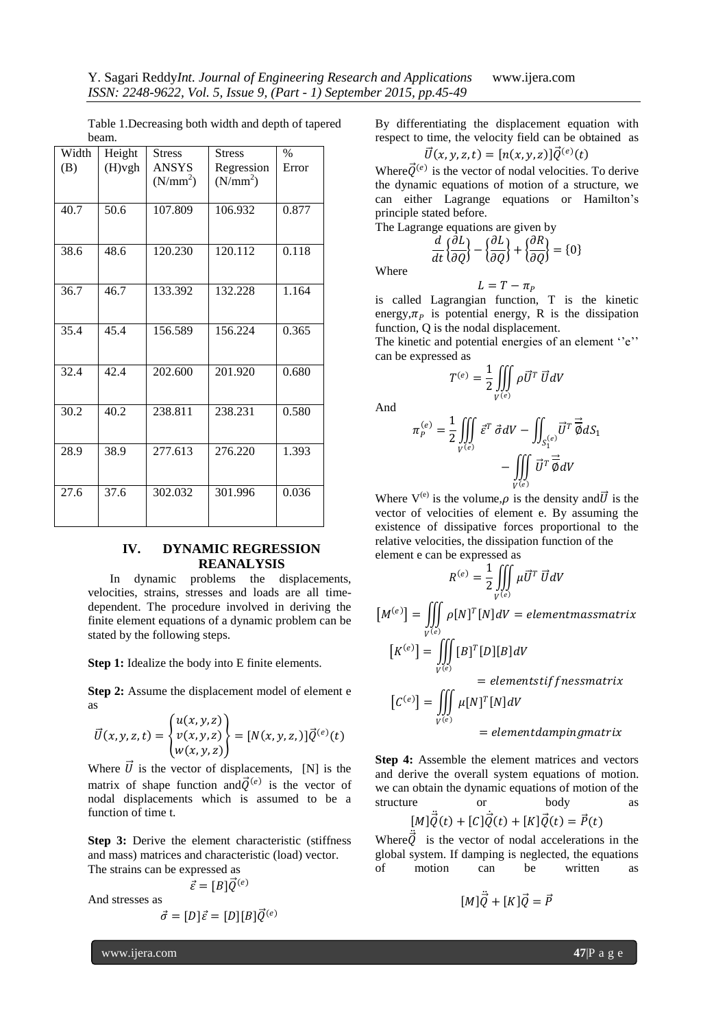Table 1.Decreasing both width and depth of tapered beam.

| Width (B) | Height (H)vgh | Stress ANSYS (N/mm$^2$) | Stress Regression (N/mm$^2$) | % Error |
|---|---|---|---|---|
| 40.7 | 50.6 | 107.809 | 106.932 | 0.877 |
| 38.6 | 48.6 | 120.230 | 120.112 | 0.118 |
| 36.7 | 46.7 | 133.392 | 132.228 | 1.164 |
| 35.4 | 45.4 | 156.589 | 156.224 | 0.365 |
| 32.4 | 42.4 | 202.600 | 201.920 | 0.680 |
| 30.2 | 40.2 | 238.811 | 238.231 | 0.580 |
| 28.9 | 38.9 | 277.613 | 276.220 | 1.393 |
| 27.6 | 37.6 | 302.032 | 301.996 | 0.036 |

## IV. DYNAMIC REGRESSION REANALYSIS

In dynamic problems the displacements, velocities, strains, stresses and loads are all time-dependent. The procedure involved in deriving the finite element equations of a dynamic problem can be stated by the following steps.

**Step 1:** Idealize the body into E finite elements.

**Step 2:** Assume the displacement model of element e as

$$\vec{U}(x,y,z,t) = \begin{Bmatrix} u(x,y,z) \\ v(x,y,z) \\ w(x,y,z) \end{Bmatrix} = [N(x,y,z,)]\vec{Q}^{(e)}(t)$$

Where $\vec{U}$ is the vector of displacements, [N] is the matrix of shape function and $\vec{Q}^{(e)}$ is the vector of nodal displacements which is assumed to be a function of time t.

**Step 3:** Derive the element characteristic (stiffness and mass) matrices and characteristic (load) vector. The strains can be expressed as

$$\vec{\varepsilon} = [B]\vec{Q}^{(e)}$$

And stresses as

$$\vec{\sigma} = [D]\vec{\varepsilon} = [D][B]\vec{Q}^{(e)}$$

By differentiating the displacement equation with respect to time, the velocity field can be obtained as

$$\vec{\dot{U}}(x,y,z,t) = [n(x,y,z)]\vec{\dot{Q}}^{(e)}(t)$$

Where $\vec{\dot{Q}}^{(e)}$ is the vector of nodal velocities. To derive the dynamic equations of motion of a structure, we can either Lagrange equations or Hamilton's principle stated before.

The Lagrange equations are given by

$$\frac{d}{dt}\left\{\frac{\partial L}{\partial \dot{Q}}\right\} - \left\{\frac{\partial L}{\partial Q}\right\} + \left\{\frac{\partial R}{\partial \dot{Q}}\right\} = \{0\}$$

Where

$$L = T - \pi_P$$

is called Lagrangian function, T is the kinetic energy, $\pi_P$ is potential energy, R is the dissipation function, Q is the nodal displacement.

The kinetic and potential energies of an element ''e'' can be expressed as

$$T^{(e)} = \frac{1}{2}\iiint_{V^{(e)}} \rho \vec{\dot{U}}^T \vec{\dot{U}} dV$$

And

$$\pi_P^{(e)} = \frac{1}{2}\iiint_{V^{(e)}} \vec{\varepsilon}^T \vec{\sigma} dV - \iint_{S_1^{(e)}} \vec{U}^T \vec{\vec{\phi}} dS_1 - \iiint_{V^{(e)}} \vec{U}^T \vec{\vec{\phi}} dV$$

Where $V^{(e)}$ is the volume, $\rho$ is the density and $\vec{\dot{U}}$ is the vector of velocities of element e. By assuming the existence of dissipative forces proportional to the relative velocities, the dissipation function of the element e can be expressed as

$$R^{(e)} = \frac{1}{2}\iiint_{V^{(e)}} \mu \vec{\dot{U}}^T \vec{\dot{U}} dV$$

$$[M^{(e)}] = \iiint_{V^{(e)}} \rho [N]^T [N] dV = element mass matrix$$

$$[K^{(e)}] = \iiint_{V^{(e)}} [B]^T [D][B] dV = element stiffness matrix$$

$$[C^{(e)}] = \iiint_{V^{(e)}} \mu [N]^T [N] dV = element damping matrix$$

**Step 4:** Assemble the element matrices and vectors and derive the overall system equations of motion. we can obtain the dynamic equations of motion of the structure or body as

$$[M]\vec{\ddot{Q}}(t) + [C]\vec{\dot{Q}}(t) + [K]\vec{Q}(t) = \vec{P}(t)$$

Where $\vec{\ddot{Q}}$ is the vector of nodal accelerations in the global system. If damping is neglected, the equations of motion can be written as

$$[M]\vec{\ddot{Q}} + [K]\vec{Q} = \vec{P}$$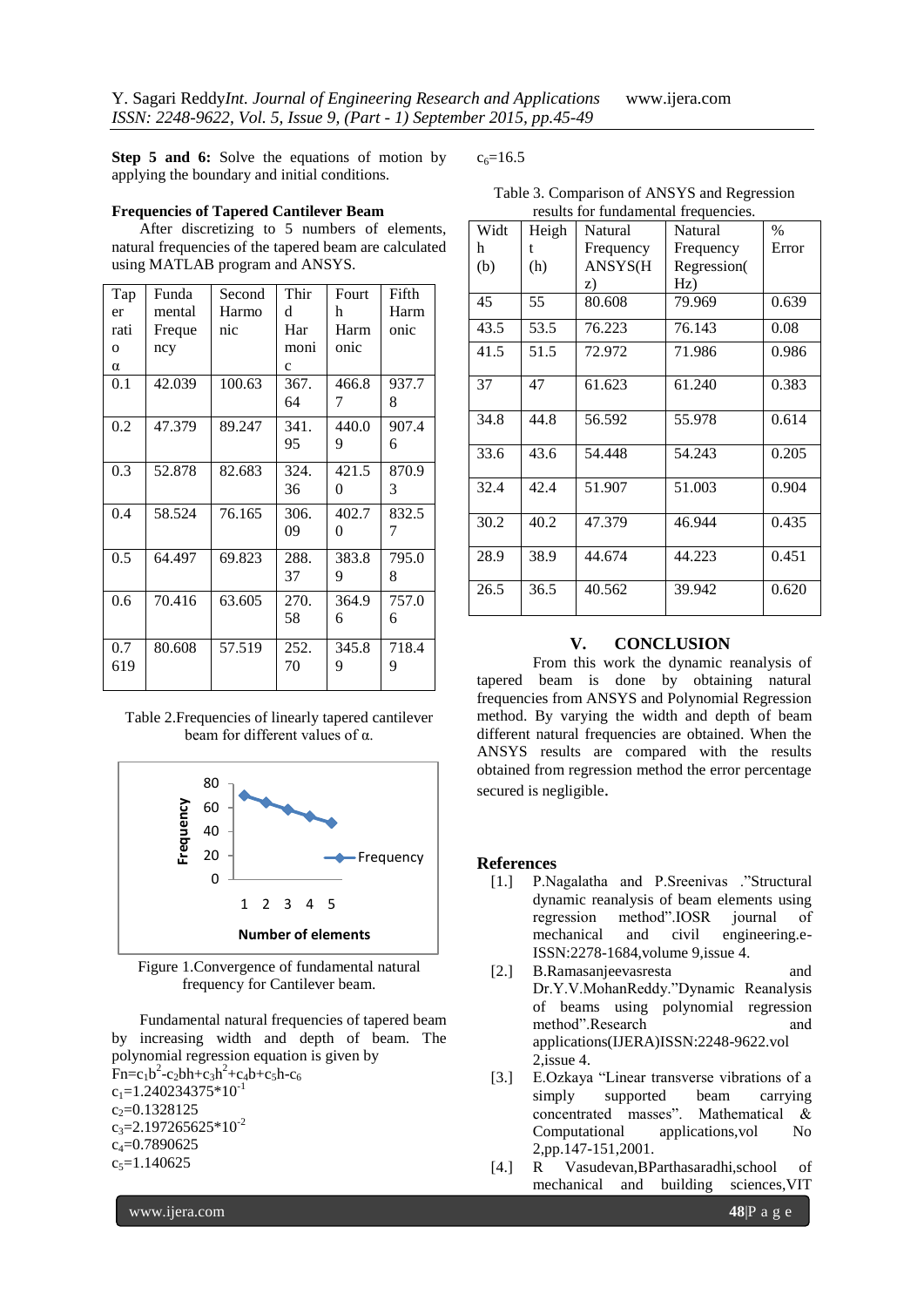**Step 5 and 6:** Solve the equations of motion by applying the boundary and initial conditions.

**Frequencies of Tapered Cantilever Beam**

After discretizing to 5 numbers of elements, natural frequencies of the tapered beam are calculated using MATLAB program and ANSYS.

| Taper ratio α | Fundamental Frequency | Second Harmonic | Third Harmonic | Fourth Harmonic | Fifth Harmonic |
|---|---|---|---|---|---|
| 0.1 | 42.039 | 100.63 | 367.64 | 466.87 | 937.78 |
| 0.2 | 47.379 | 89.247 | 341.95 | 440.09 | 907.46 |
| 0.3 | 52.878 | 82.683 | 324.36 | 421.50 | 870.93 |
| 0.4 | 58.524 | 76.165 | 306.09 | 402.70 | 832.57 |
| 0.5 | 64.497 | 69.823 | 288.37 | 383.89 | 795.08 |
| 0.6 | 70.416 | 63.605 | 270.58 | 364.96 | 757.06 |
| 0.7619 | 80.608 | 57.519 | 252.70 | 345.89 | 718.49 |

Table 2.Frequencies of linearly tapered cantilever beam for different values of α.

Figure 1.Convergence of fundamental natural frequency for Cantilever beam.

Fundamental natural frequencies of tapered beam by increasing width and depth of beam. The polynomial regression equation is given by

$Fn=c_1b^2-c_2bh+c_3h^2+c_4b+c_5h-c_6$

$c_1=1.240234375*10^{-1}$

$c_2=0.1328125$

$c_3=2.197265625*10^{-2}$

$c_4=0.7890625$

$c_5=1.140625$

$c_6=16.5$

Table 3. Comparison of ANSYS and Regression results for fundamental frequencies.

| Width (b) | Height (h) | Natural Frequency ANSYS(Hz) | Natural Frequency Regression(Hz) | % Error |
|---|---|---|---|---|
| 45 | 55 | 80.608 | 79.969 | 0.639 |
| 43.5 | 53.5 | 76.223 | 76.143 | 0.08 |
| 41.5 | 51.5 | 72.972 | 71.986 | 0.986 |
| 37 | 47 | 61.623 | 61.240 | 0.383 |
| 34.8 | 44.8 | 56.592 | 55.978 | 0.614 |
| 33.6 | 43.6 | 54.448 | 54.243 | 0.205 |
| 32.4 | 42.4 | 51.907 | 51.003 | 0.904 |
| 30.2 | 40.2 | 47.379 | 46.944 | 0.435 |
| 28.9 | 38.9 | 44.674 | 44.223 | 0.451 |
| 26.5 | 36.5 | 40.562 | 39.942 | 0.620 |

## V. CONCLUSION

From this work the dynamic reanalysis of tapered beam is done by obtaining natural frequencies from ANSYS and Polynomial Regression method. By varying the width and depth of beam different natural frequencies are obtained. When the ANSYS results are compared with the results obtained from regression method the error percentage secured is negligible.

## References

[1.] P.Nagalatha and P.Sreenivas ."Structural dynamic reanalysis of beam elements using regression method".IOSR journal of mechanical and civil engineering.e-ISSN:2278-1684,volume 9,issue 4.

[2.] B.Ramasanjeevasresta and Dr.Y.V.MohanReddy."Dynamic Reanalysis of beams using polynomial regression method".Research and applications(IJERA)ISSN:2248-9622.vol 2,issue 4.

[3.] E.Ozkaya "Linear transverse vibrations of a simply supported beam carrying concentrated masses". Mathematical & Computational applications,vol No 2,pp.147-151,2001.

[4.] R Vasudevan,BParthasaradhi,school of mechanical and building sciences,VIT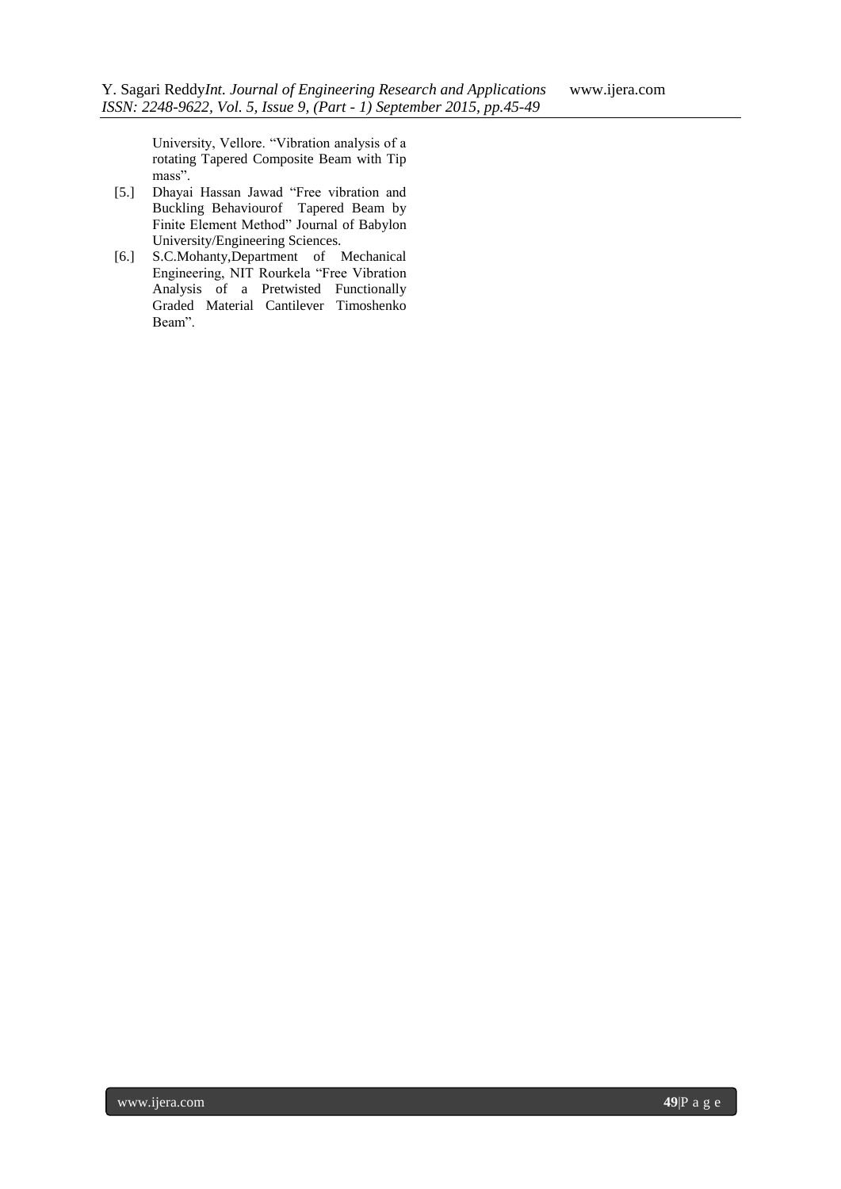University, Vellore. “Vibration analysis of a rotating Tapered Composite Beam with Tip mass”.

[5.] Dhayai Hassan Jawad “Free vibration and Buckling Behaviourof Tapered Beam by Finite Element Method” Journal of Babylon University/Engineering Sciences.

[6.] S.C.Mohanty,Department of Mechanical Engineering, NIT Rourkela “Free Vibration Analysis of a Pretwisted Functionally Graded Material Cantilever Timoshenko Beam”.